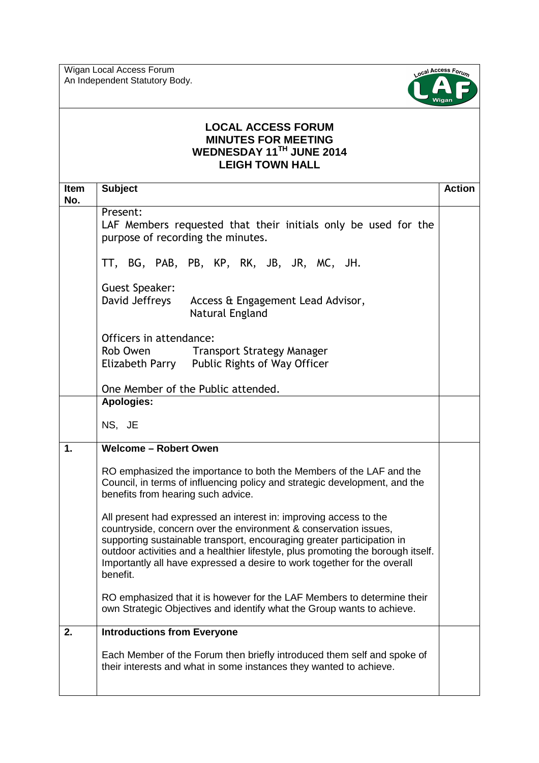Wigan Local Access Forum
An Independent Statutory Body.

# LOCAL ACCESS FORUM
## MINUTES FOR MEETING
## WEDNESDAY 11TH JUNE 2014
## LEIGH TOWN HALL

| Item No. | Subject | Action |
|---|---|---|
| | Present:<br>LAF Members requested that their initials only be used for the purpose of recording the minutes.<br><br>TT, BG, PAB, PB, KP, RK, JB, JR, MC, JH.<br><br>Guest Speaker:<br>David Jeffreys Access & Engagement Lead Advisor, Natural England<br><br>Officers in attendance:<br>Rob Owen Transport Strategy Manager<br>Elizabeth Parry Public Rights of Way Officer<br><br>One Member of the Public attended. | |
| | **Apologies:**<br><br>NS, JE | |
| **1.** | **Welcome – Robert Owen**<br><br>RO emphasized the importance to both the Members of the LAF and the Council, in terms of influencing policy and strategic development, and the benefits from hearing such advice.<br><br>All present had expressed an interest in: improving access to the countryside, concern over the environment & conservation issues, supporting sustainable transport, encouraging greater participation in outdoor activities and a healthier lifestyle, plus promoting the borough itself. Importantly all have expressed a desire to work together for the overall benefit.<br><br>RO emphasized that it is however for the LAF Members to determine their own Strategic Objectives and identify what the Group wants to achieve. | |
| **2.** | **Introductions from Everyone**<br><br>Each Member of the Forum then briefly introduced them self and spoke of their interests and what in some instances they wanted to achieve. | |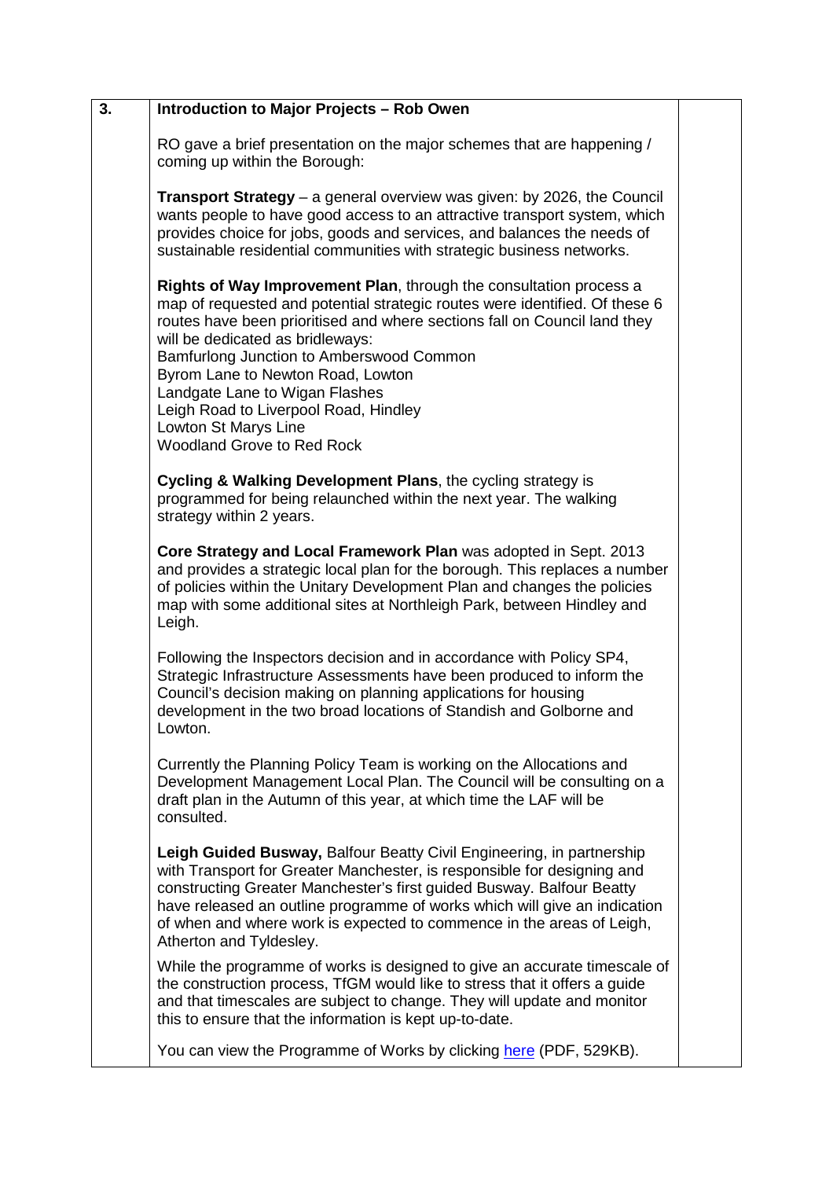| 3. | **Introduction to Major Projects – Rob Owen** | |
|---|---|---|

RO gave a brief presentation on the major schemes that are happening / coming up within the Borough:

**Transport Strategy** – a general overview was given: by 2026, the Council wants people to have good access to an attractive transport system, which provides choice for jobs, goods and services, and balances the needs of sustainable residential communities with strategic business networks.

**Rights of Way Improvement Plan**, through the consultation process a map of requested and potential strategic routes were identified. Of these 6 routes have been prioritised and where sections fall on Council land they will be dedicated as bridleways:
Bamfurlong Junction to Amberswood Common
Byrom Lane to Newton Road, Lowton
Landgate Lane to Wigan Flashes
Leigh Road to Liverpool Road, Hindley
Lowton St Marys Line
Woodland Grove to Red Rock

**Cycling & Walking Development Plans**, the cycling strategy is programmed for being relaunched within the next year. The walking strategy within 2 years.

**Core Strategy and Local Framework Plan** was adopted in Sept. 2013 and provides a strategic local plan for the borough. This replaces a number of policies within the Unitary Development Plan and changes the policies map with some additional sites at Northleigh Park, between Hindley and Leigh.

Following the Inspectors decision and in accordance with Policy SP4, Strategic Infrastructure Assessments have been produced to inform the Council's decision making on planning applications for housing development in the two broad locations of Standish and Golborne and Lowton.

Currently the Planning Policy Team is working on the Allocations and Development Management Local Plan. The Council will be consulting on a draft plan in the Autumn of this year, at which time the LAF will be consulted.

**Leigh Guided Busway,** Balfour Beatty Civil Engineering, in partnership with Transport for Greater Manchester, is responsible for designing and constructing Greater Manchester's first guided Busway. Balfour Beatty have released an outline programme of works which will give an indication of when and where work is expected to commence in the areas of Leigh, Atherton and Tyldesley.

While the programme of works is designed to give an accurate timescale of the construction process, TfGM would like to stress that it offers a guide and that timescales are subject to change. They will update and monitor this to ensure that the information is kept up-to-date.

You can view the Programme of Works by clicking here (PDF, 529KB).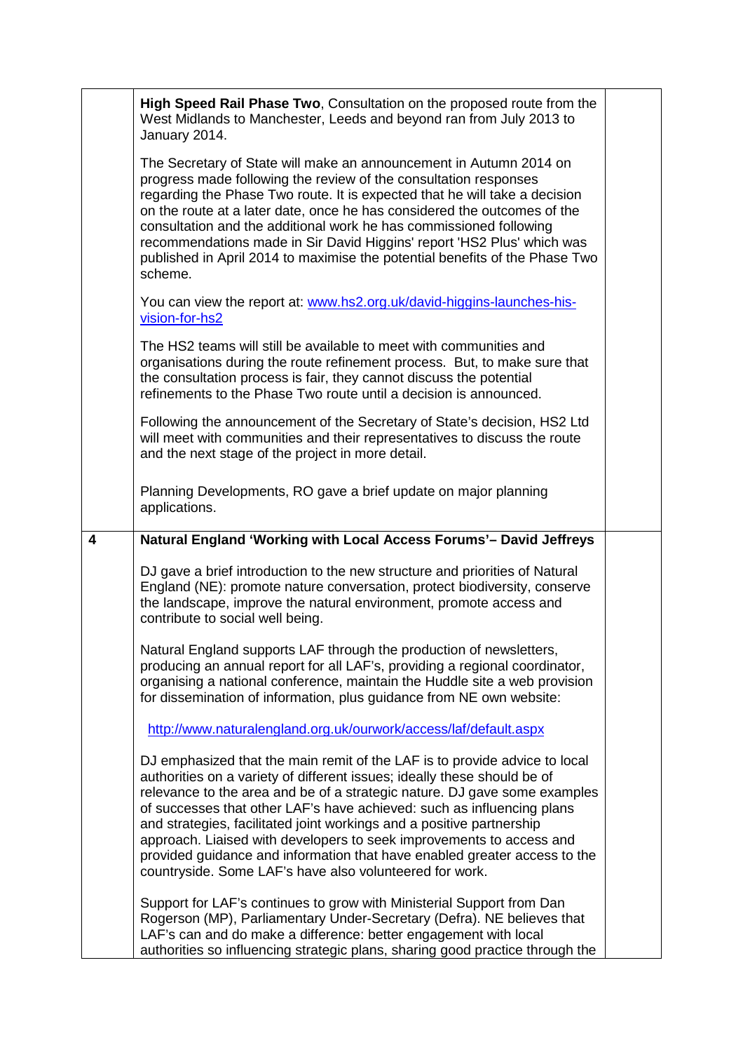| | | |
|---|---|---|
| | **High Speed Rail Phase Two**, Consultation on the proposed route from the West Midlands to Manchester, Leeds and beyond ran from July 2013 to January 2014.<br><br>The Secretary of State will make an announcement in Autumn 2014 on progress made following the review of the consultation responses regarding the Phase Two route. It is expected that he will take a decision on the route at a later date, once he has considered the outcomes of the consultation and the additional work he has commissioned following recommendations made in Sir David Higgins' report 'HS2 Plus' which was published in April 2014 to maximise the potential benefits of the Phase Two scheme.<br><br>You can view the report at: [www.hs2.org.uk/david-higgins-launches-his-vision-for-hs2](www.hs2.org.uk/david-higgins-launches-his-vision-for-hs2)<br><br>The HS2 teams will still be available to meet with communities and organisations during the route refinement process. But, to make sure that the consultation process is fair, they cannot discuss the potential refinements to the Phase Two route until a decision is announced.<br><br>Following the announcement of the Secretary of State's decision, HS2 Ltd will meet with communities and their representatives to discuss the route and the next stage of the project in more detail.<br><br>Planning Developments, RO gave a brief update on major planning applications. | |
| **4** | **Natural England 'Working with Local Access Forums'– David Jeffreys**<br><br>DJ gave a brief introduction to the new structure and priorities of Natural England (NE): promote nature conversation, protect biodiversity, conserve the landscape, improve the natural environment, promote access and contribute to social well being.<br><br>Natural England supports LAF through the production of newsletters, producing an annual report for all LAF's, providing a regional coordinator, organising a national conference, maintain the Huddle site a web provision for dissemination of information, plus guidance from NE own website:<br><br>[http://www.naturalengland.org.uk/ourwork/access/laf/default.aspx](http://www.naturalengland.org.uk/ourwork/access/laf/default.aspx)<br><br>DJ emphasized that the main remit of the LAF is to provide advice to local authorities on a variety of different issues; ideally these should be of relevance to the area and be of a strategic nature. DJ gave some examples of successes that other LAF's have achieved: such as influencing plans and strategies, facilitated joint workings and a positive partnership approach. Liaised with developers to seek improvements to access and provided guidance and information that have enabled greater access to the countryside. Some LAF's have also volunteered for work.<br><br>Support for LAF's continues to grow with Ministerial Support from Dan Rogerson (MP), Parliamentary Under-Secretary (Defra). NE believes that LAF's can and do make a difference: better engagement with local authorities so influencing strategic plans, sharing good practice through the | |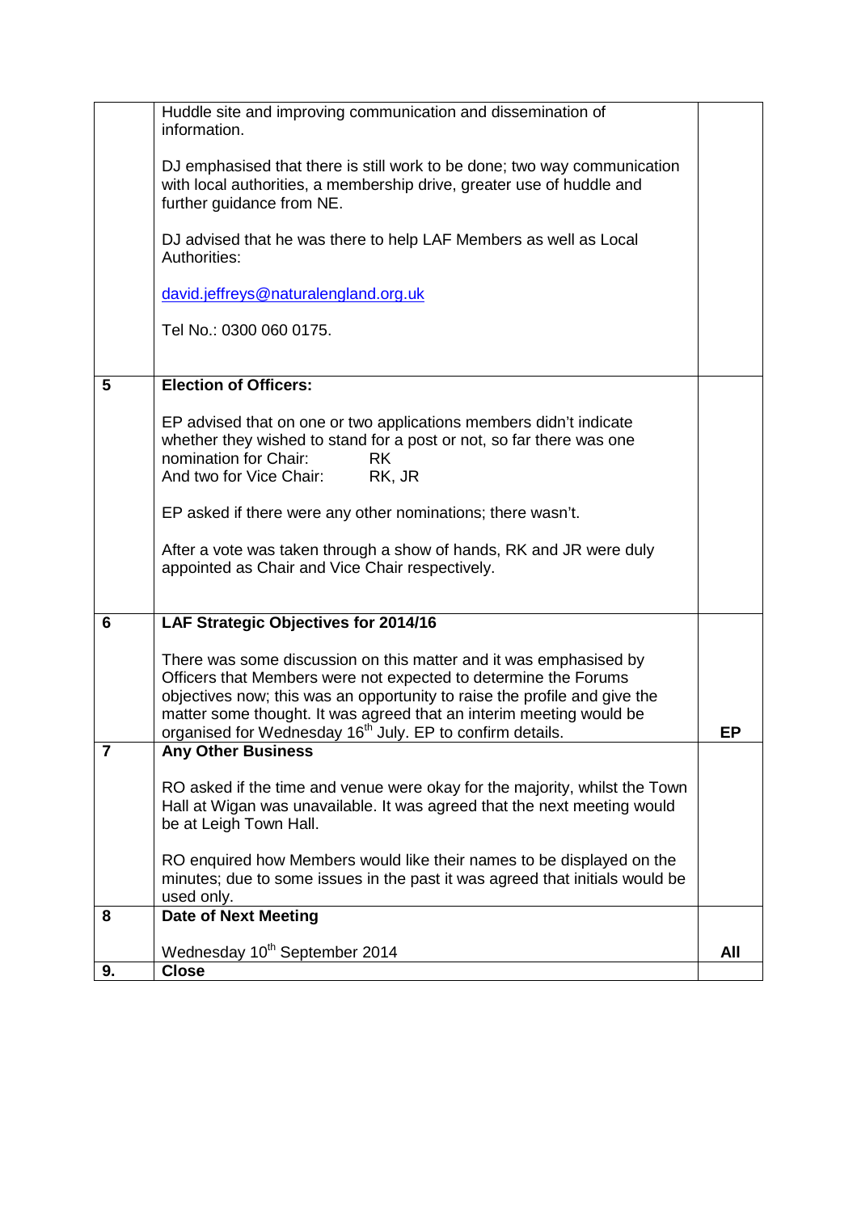| | | |
|---|---|---|
| | Huddle site and improving communication and dissemination of information.<br><br>DJ emphasised that there is still work to be done; two way communication with local authorities, a membership drive, greater use of huddle and further guidance from NE.<br><br>DJ advised that he was there to help LAF Members as well as Local Authorities:<br><br>[david.jeffreys@naturalengland.org.uk](mailto:david.jeffreys@naturalengland.org.uk)<br><br>Tel No.: 0300 060 0175. | |
| **5** | **Election of Officers:**<br><br>EP advised that on one or two applications members didn't indicate whether they wished to stand for a post or not, so far there was one nomination for Chair: RK<br>And two for Vice Chair: RK, JR<br><br>EP asked if there were any other nominations; there wasn't.<br><br>After a vote was taken through a show of hands, RK and JR were duly appointed as Chair and Vice Chair respectively. | |
| **6** | **LAF Strategic Objectives for 2014/16**<br><br>There was some discussion on this matter and it was emphasised by Officers that Members were not expected to determine the Forums objectives now; this was an opportunity to raise the profile and give the matter some thought. It was agreed that an interim meeting would be organised for Wednesday 16th July. EP to confirm details. | **EP** |
| **7** | **Any Other Business**<br><br>RO asked if the time and venue were okay for the majority, whilst the Town Hall at Wigan was unavailable. It was agreed that the next meeting would be at Leigh Town Hall.<br><br>RO enquired how Members would like their names to be displayed on the minutes; due to some issues in the past it was agreed that initials would be used only. | |
| **8** | **Date of Next Meeting**<br><br>Wednesday 10th September 2014 | **All** |
| **9.** | **Close** | |